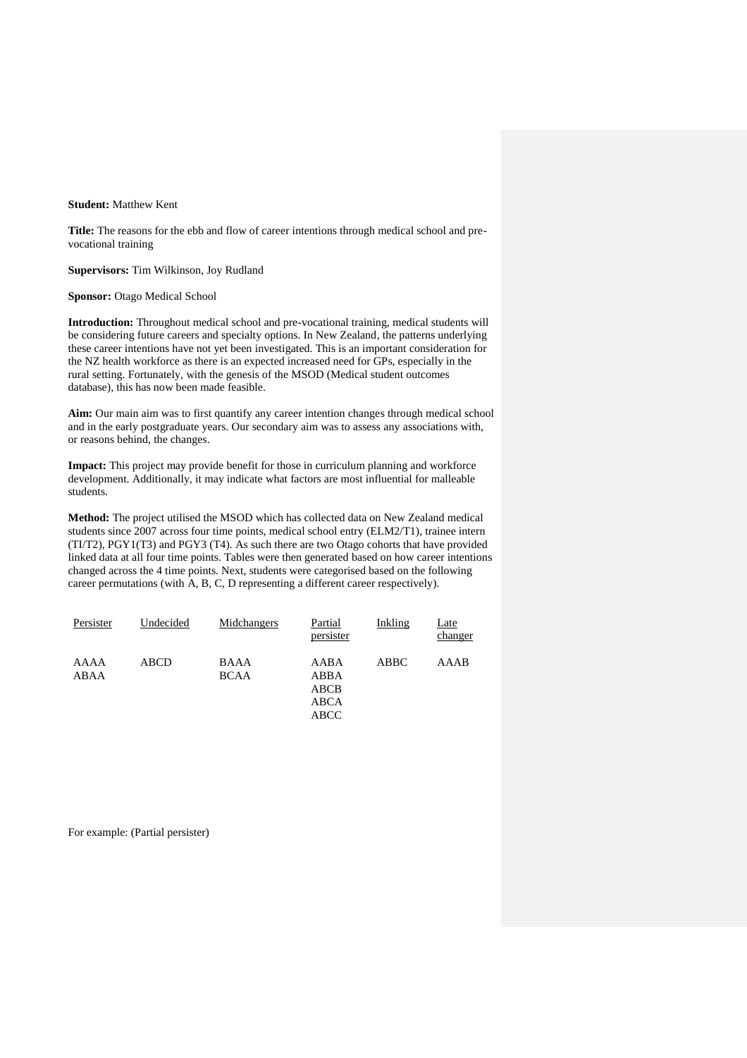**Student:** Matthew Kent

**Title:** The reasons for the ebb and flow of career intentions through medical school and pre-vocational training

**Supervisors:** Tim Wilkinson, Joy Rudland

**Sponsor:** Otago Medical School

**Introduction:** Throughout medical school and pre-vocational training, medical students will be considering future careers and specialty options. In New Zealand, the patterns underlying these career intentions have not yet been investigated. This is an important consideration for the NZ health workforce as there is an expected increased need for GPs, especially in the rural setting. Fortunately, with the genesis of the MSOD (Medical student outcomes database), this has now been made feasible.

**Aim:** Our main aim was to first quantify any career intention changes through medical school and in the early postgraduate years. Our secondary aim was to assess any associations with, or reasons behind, the changes.

**Impact:** This project may provide benefit for those in curriculum planning and workforce development. Additionally, it may indicate what factors are most influential for malleable students.

**Method:** The project utilised the MSOD which has collected data on New Zealand medical students since 2007 across four time points, medical school entry (ELM2/T1), trainee intern (TI/T2), PGY1(T3) and PGY3 (T4). As such there are two Otago cohorts that have provided linked data at all four time points. Tables were then generated based on how career intentions changed across the 4 time points. Next, students were categorised based on the following career permutations (with A, B, C, D representing a different career respectively).

| Persister | Undecided | Midchangers | Partial persister | Inkling | Late changer |
|---|---|---|---|---|---|
| AAAA | ABCD | BAAA | AABA | ABBC | AAAB |
| ABAA | | BCAA | ABBA | | |
| | | | ABCB | | |
| | | | ABCA | | |
| | | | ABCC | | |

For example: (Partial persister)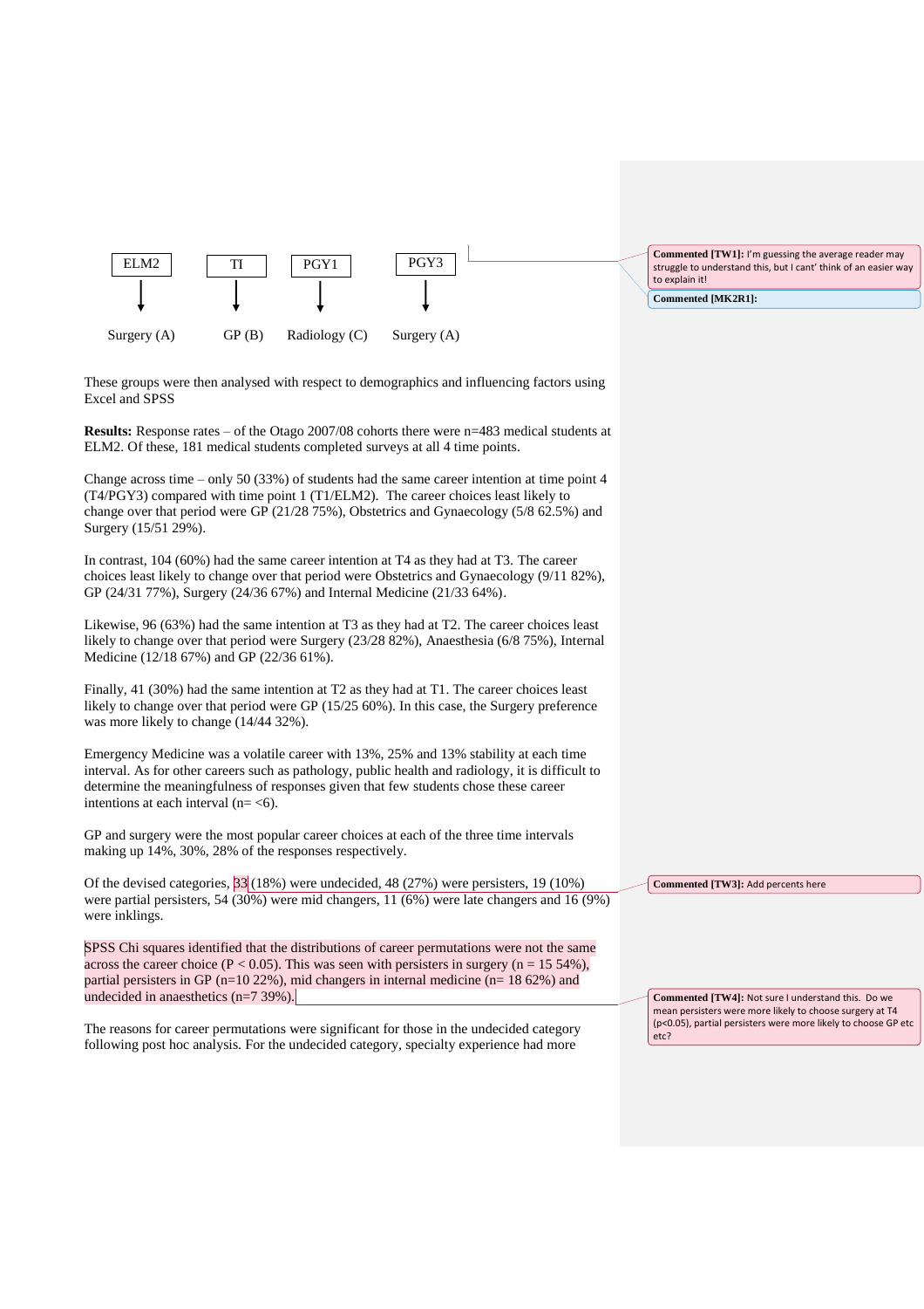| ELM2 | TI | PGY1 | PGY3 |
|---|---|---|---|
| ↓ | ↓ | ↓ | ↓ |
| Surgery (A) | GP (B) | Radiology (C) | Surgery (A) |

These groups were then analysed with respect to demographics and influencing factors using Excel and SPSS

**Results:** Response rates – of the Otago 2007/08 cohorts there were n=483 medical students at ELM2. Of these, 181 medical students completed surveys at all 4 time points.

Change across time – only 50 (33%) of students had the same career intention at time point 4 (T4/PGY3) compared with time point 1 (T1/ELM2). The career choices least likely to change over that period were GP (21/28 75%), Obstetrics and Gynaecology (5/8 62.5%) and Surgery (15/51 29%).

In contrast, 104 (60%) had the same career intention at T4 as they had at T3. The career choices least likely to change over that period were Obstetrics and Gynaecology (9/11 82%), GP (24/31 77%), Surgery (24/36 67%) and Internal Medicine (21/33 64%).

Likewise, 96 (63%) had the same intention at T3 as they had at T2. The career choices least likely to change over that period were Surgery (23/28 82%), Anaesthesia (6/8 75%), Internal Medicine (12/18 67%) and GP (22/36 61%).

Finally, 41 (30%) had the same intention at T2 as they had at T1. The career choices least likely to change over that period were GP (15/25 60%). In this case, the Surgery preference was more likely to change (14/44 32%).

Emergency Medicine was a volatile career with 13%, 25% and 13% stability at each time interval. As for other careers such as pathology, public health and radiology, it is difficult to determine the meaningfulness of responses given that few students chose these career intentions at each interval (n= <6).

GP and surgery were the most popular career choices at each of the three time intervals making up 14%, 30%, 28% of the responses respectively.

Of the devised categories, 33 (18%) were undecided, 48 (27%) were persisters, 19 (10%) were partial persisters, 54 (30%) were mid changers, 11 (6%) were late changers and 16 (9%) were inklings.

SPSS Chi squares identified that the distributions of career permutations were not the same across the career choice ($P < 0.05$). This was seen with persisters in surgery (n = 15 54%), partial persisters in GP (n=10 22%), mid changers in internal medicine (n= 18 62%) and undecided in anaesthetics (n=7 39%).

The reasons for career permutations were significant for those in the undecided category following post hoc analysis. For the undecided category, specialty experience had more

**Commented [TW1]:** I'm guessing the average reader may struggle to understand this, but I cant' think of an easier way to explain it!

**Commented [MK2R1]:**

**Commented [TW3]:** Add percents here

**Commented [TW4]:** Not sure I understand this. Do we mean persisters were more likely to choose surgery at T4 ($p<0.05$), partial persisters were more likely to choose GP etc etc?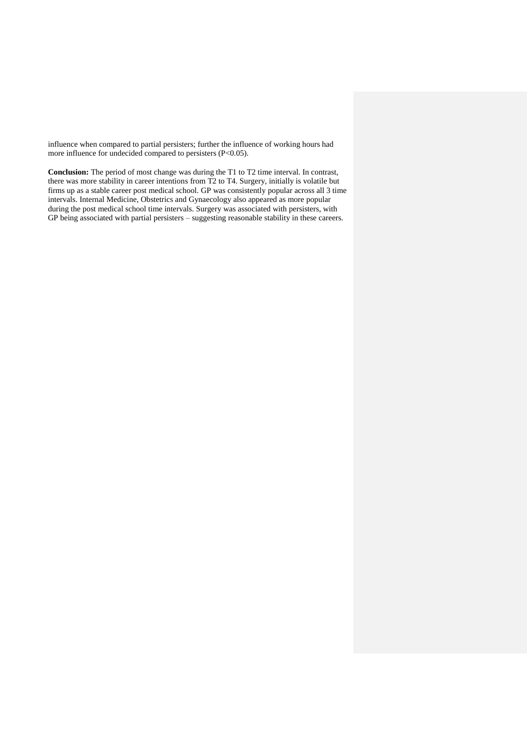influence when compared to partial persisters; further the influence of working hours had more influence for undecided compared to persisters ($P<0.05$).

**Conclusion:** The period of most change was during the T1 to T2 time interval. In contrast, there was more stability in career intentions from T2 to T4. Surgery, initially is volatile but firms up as a stable career post medical school. GP was consistently popular across all 3 time intervals. Internal Medicine, Obstetrics and Gynaecology also appeared as more popular during the post medical school time intervals. Surgery was associated with persisters, with GP being associated with partial persisters – suggesting reasonable stability in these careers.